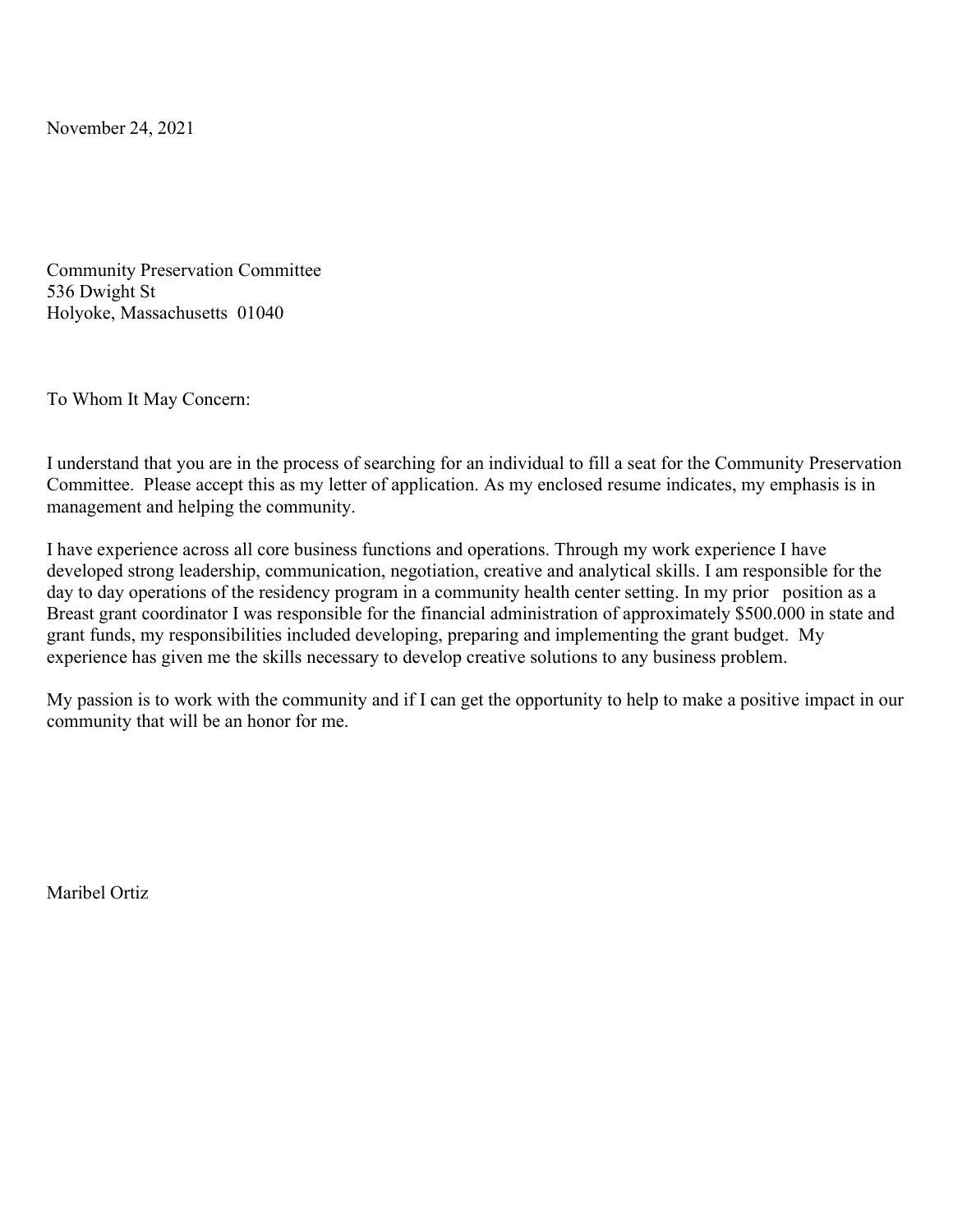November 24, 2021

Community Preservation Committee
536 Dwight St
Holyoke, Massachusetts 01040

To Whom It May Concern:

I understand that you are in the process of searching for an individual to fill a seat for the Community Preservation Committee. Please accept this as my letter of application. As my enclosed resume indicates, my emphasis is in management and helping the community.

I have experience across all core business functions and operations. Through my work experience I have developed strong leadership, communication, negotiation, creative and analytical skills. I am responsible for the day to day operations of the residency program in a community health center setting. In my prior position as a Breast grant coordinator I was responsible for the financial administration of approximately $500.000 in state and grant funds, my responsibilities included developing, preparing and implementing the grant budget. My experience has given me the skills necessary to develop creative solutions to any business problem.

My passion is to work with the community and if I can get the opportunity to help to make a positive impact in our community that will be an honor for me.

Maribel Ortiz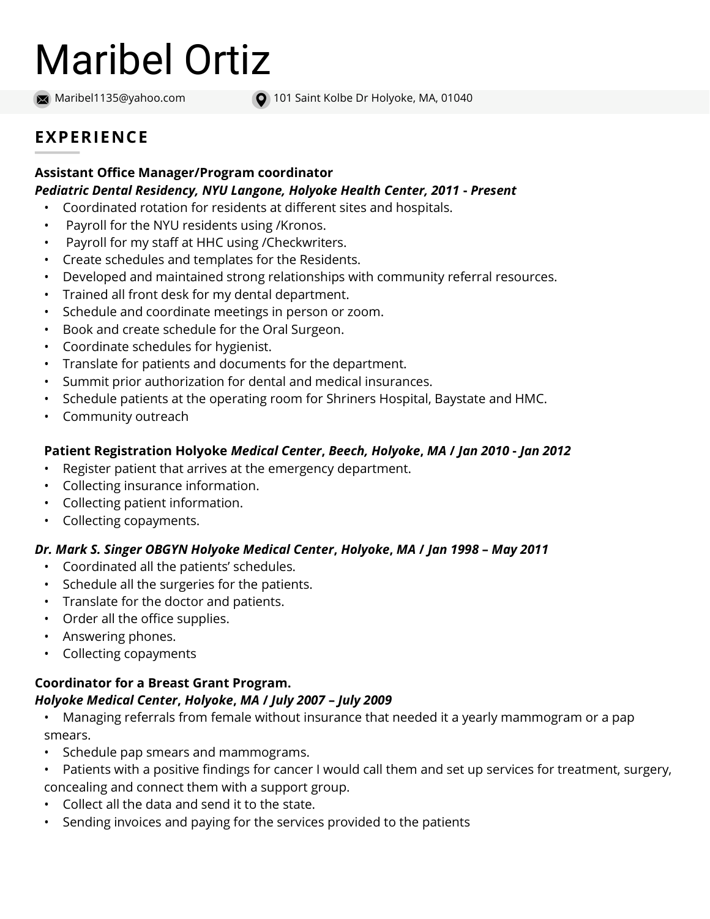# Maribel Ortiz

Maribel1135@yahoo.com | 101 Saint Kolbe Dr Holyoke, MA, 01040

## EXPERIENCE

**Assistant Office Manager/Program coordinator**
***Pediatric Dental Residency, NYU Langone, Holyoke Health Center, 2011 - Present***

- Coordinated rotation for residents at different sites and hospitals.
- Payroll for the NYU residents using /Kronos.
- Payroll for my staff at HHC using /Checkwriters.
- Create schedules and templates for the Residents.
- Developed and maintained strong relationships with community referral resources.
- Trained all front desk for my dental department.
- Schedule and coordinate meetings in person or zoom.
- Book and create schedule for the Oral Surgeon.
- Coordinate schedules for hygienist.
- Translate for patients and documents for the department.
- Summit prior authorization for dental and medical insurances.
- Schedule patients at the operating room for Shriners Hospital, Baystate and HMC.
- Community outreach

**Patient Registration Holyoke** ***Medical Center, Beech, Holyoke, MA / Jan 2010 - Jan 2012***

- Register patient that arrives at the emergency department.
- Collecting insurance information.
- Collecting patient information.
- Collecting copayments.

***Dr. Mark S. Singer OBGYN Holyoke Medical Center, Holyoke, MA / Jan 1998 – May 2011***

- Coordinated all the patients' schedules.
- Schedule all the surgeries for the patients.
- Translate for the doctor and patients.
- Order all the office supplies.
- Answering phones.
- Collecting copayments

**Coordinator for a Breast Grant Program.**
***Holyoke Medical Center, Holyoke, MA / July 2007 – July 2009***

- Managing referrals from female without insurance that needed it a yearly mammogram or a pap smears.
- Schedule pap smears and mammograms.
- Patients with a positive findings for cancer I would call them and set up services for treatment, surgery, concealing and connect them with a support group.
- Collect all the data and send it to the state.
- Sending invoices and paying for the services provided to the patients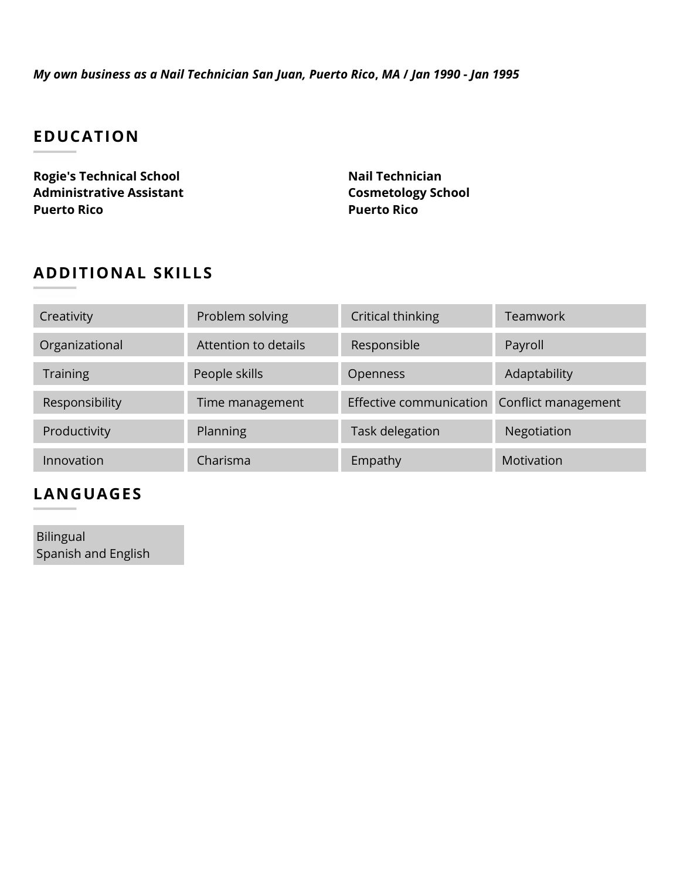***My own business as a Nail Technician San Juan, Puerto Rico, MA / Jan 1990 - Jan 1995***

## EDUCATION

**Rogie's Technical School**
**Administrative Assistant**
**Puerto Rico**

**Nail Technician**
**Cosmetology School**
**Puerto Rico**

## ADDITIONAL SKILLS

| | | | |
|---|---|---|---|
| Creativity | Problem solving | Critical thinking | Teamwork |
| Organizational | Attention to details | Responsible | Payroll |
| Training | People skills | Openness | Adaptability |
| Responsibility | Time management | Effective communication | Conflict management |
| Productivity | Planning | Task delegation | Negotiation |
| Innovation | Charisma | Empathy | Motivation |

## LANGUAGES

Bilingual
Spanish and English